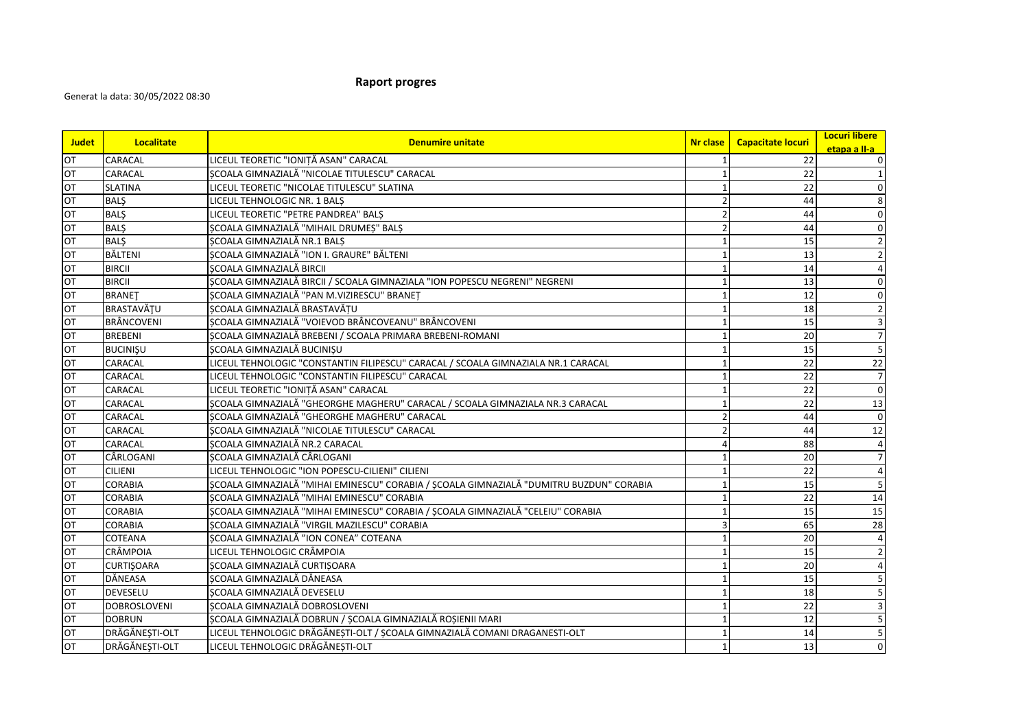# Raport progres

Generat la data: 30/05/2022 08:30

| Judet | Localitate | Denumire unitate | Nr clase | Capacitate locuri | Locuri libere etapa a II-a |
| --- | --- | --- | --- | --- | --- |
| OT | CARACAL | LICEUL TEORETIC "IONIȚĂ ASAN" CARACAL | 1 | 22 | 0 |
| OT | CARACAL | ȘCOALA GIMNAZIALĂ "NICOLAE TITULESCU" CARACAL | 1 | 22 | 1 |
| OT | SLATINA | LICEUL TEORETIC "NICOLAE TITULESCU" SLATINA | 1 | 22 | 0 |
| OT | BALȘ | LICEUL TEHNOLOGIC NR. 1 BALȘ | 2 | 44 | 8 |
| OT | BALȘ | LICEUL TEORETIC "PETRE PANDREA" BALȘ | 2 | 44 | 0 |
| OT | BALȘ | ȘCOALA GIMNAZIALĂ "MIHAIL DRUMEȘ" BALȘ | 2 | 44 | 0 |
| OT | BALȘ | ȘCOALA GIMNAZIALĂ NR.1 BALȘ | 1 | 15 | 2 |
| OT | BĂLTENI | ȘCOALA GIMNAZIALĂ "ION I. GRAURE" BĂLTENI | 1 | 13 | 2 |
| OT | BIRCII | ȘCOALA GIMNAZIALĂ BIRCII | 1 | 14 | 4 |
| OT | BIRCII | ȘCOALA GIMNAZIALĂ BIRCII / SCOALA GIMNAZIALA "ION POPESCU NEGRENI" NEGRENI | 1 | 13 | 0 |
| OT | BRANEȚ | ȘCOALA GIMNAZIALĂ "PAN M.VIZIRESCU" BRANEȚ | 1 | 12 | 0 |
| OT | BRASTAVĂȚU | ȘCOALA GIMNAZIALĂ BRASTAVĂȚU | 1 | 18 | 2 |
| OT | BRÂNCOVENI | ȘCOALA GIMNAZIALĂ "VOIEVOD BRÂNCOVEANU" BRÂNCOVENI | 1 | 15 | 3 |
| OT | BREBENI | ȘCOALA GIMNAZIALĂ BREBENI / SCOALA PRIMARA BREBENI-ROMANI | 1 | 20 | 7 |
| OT | BUCINIȘU | ȘCOALA GIMNAZIALĂ BUCINIȘU | 1 | 15 | 5 |
| OT | CARACAL | LICEUL TEHNOLOGIC "CONSTANTIN FILIPESCU" CARACAL / SCOALA GIMNAZIALA NR.1 CARACAL | 1 | 22 | 22 |
| OT | CARACAL | LICEUL TEHNOLOGIC "CONSTANTIN FILIPESCU" CARACAL | 1 | 22 | 7 |
| OT | CARACAL | LICEUL TEORETIC "IONIȚĂ ASAN" CARACAL | 1 | 22 | 0 |
| OT | CARACAL | ȘCOALA GIMNAZIALĂ "GHEORGHE MAGHERU" CARACAL / SCOALA GIMNAZIALA NR.3 CARACAL | 1 | 22 | 13 |
| OT | CARACAL | ȘCOALA GIMNAZIALĂ "GHEORGHE MAGHERU" CARACAL | 2 | 44 | 0 |
| OT | CARACAL | ȘCOALA GIMNAZIALĂ "NICOLAE TITULESCU" CARACAL | 2 | 44 | 12 |
| OT | CARACAL | ȘCOALA GIMNAZIALĂ NR.2 CARACAL | 4 | 88 | 4 |
| OT | CÂRLOGANI | ȘCOALA GIMNAZIALĂ CÂRLOGANI | 1 | 20 | 7 |
| OT | CILIENI | LICEUL TEHNOLOGIC "ION POPESCU-CILIENI" CILIENI | 1 | 22 | 4 |
| OT | CORABIA | ȘCOALA GIMNAZIALĂ "MIHAI EMINESCU" CORABIA / ȘCOALA GIMNAZIALĂ "DUMITRU BUZDUN" CORABIA | 1 | 15 | 5 |
| OT | CORABIA | ȘCOALA GIMNAZIALĂ "MIHAI EMINESCU" CORABIA | 1 | 22 | 14 |
| OT | CORABIA | ȘCOALA GIMNAZIALĂ "MIHAI EMINESCU" CORABIA / ȘCOALA GIMNAZIALĂ "CELEIU" CORABIA | 1 | 15 | 15 |
| OT | CORABIA | ȘCOALA GIMNAZIALĂ "VIRGIL MAZILESCU" CORABIA | 3 | 65 | 28 |
| OT | COTEANA | ȘCOALA GIMNAZIALĂ "ION CONEA" COTEANA | 1 | 20 | 4 |
| OT | CRÂMPOIA | LICEUL TEHNOLOGIC CRÂMPOIA | 1 | 15 | 2 |
| OT | CURTIȘOARA | ȘCOALA GIMNAZIALĂ CURTIȘOARA | 1 | 20 | 4 |
| OT | DĂNEASA | ȘCOALA GIMNAZIALĂ DĂNEASA | 1 | 15 | 5 |
| OT | DEVESELU | ȘCOALA GIMNAZIALĂ DEVESELU | 1 | 18 | 5 |
| OT | DOBROSLOVENI | ȘCOALA GIMNAZIALĂ DOBROSLOVENI | 1 | 22 | 3 |
| OT | DOBRUN | ȘCOALA GIMNAZIALĂ DOBRUN / ȘCOALA GIMNAZIALĂ ROȘIENII MARI | 1 | 12 | 5 |
| OT | DRĂGĂNEȘTI-OLT | LICEUL TEHNOLOGIC DRĂGĂNEȘTI-OLT / ȘCOALA GIMNAZIALĂ COMANI DRAGANESTI-OLT | 1 | 14 | 5 |
| OT | DRĂGĂNEȘTI-OLT | LICEUL TEHNOLOGIC DRĂGĂNEȘTI-OLT | 1 | 13 | 0 |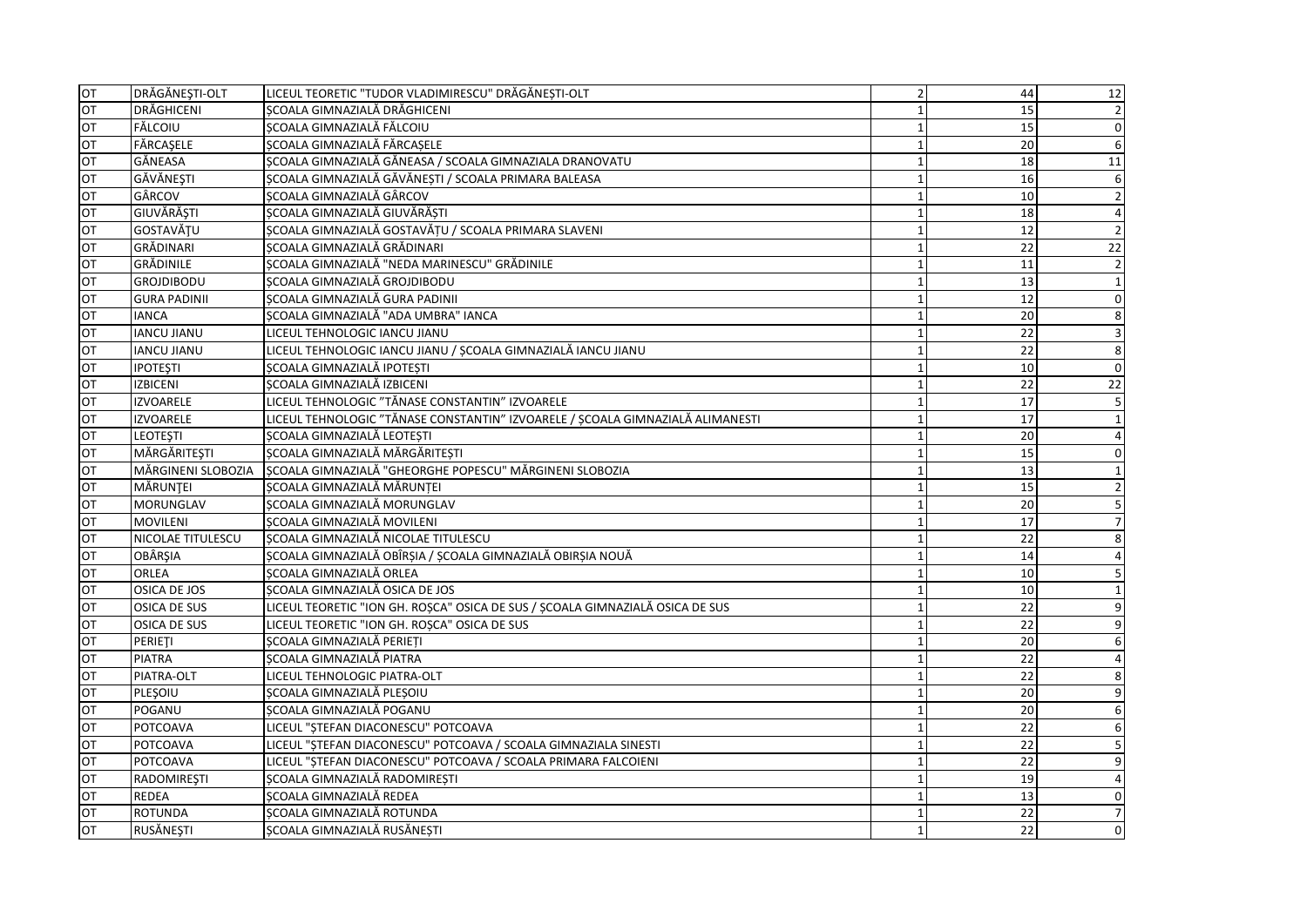| | | | | | |
|---|---|---|---|---|---|
| OT | DRĂGĂNEŞTI-OLT | LICEUL TEORETIC "TUDOR VLADIMIRESCU" DRĂGĂNEȘTI-OLT | 2 | 44 | 12 |
| OT | DRĂGHICENI | ŞCOALA GIMNAZIALĂ DRĂGHICENI | 1 | 15 | 2 |
| OT | FĂLCOIU | ŞCOALA GIMNAZIALĂ FĂLCOIU | 1 | 15 | 0 |
| OT | FĂRCAŞELE | ŞCOALA GIMNAZIALĂ FĂRCAȘELE | 1 | 20 | 6 |
| OT | GĂNEASA | ŞCOALA GIMNAZIALĂ GĂNEASA / SCOALA GIMNAZIALA DRANOVATU | 1 | 18 | 11 |
| OT | GĂVĂNEŞTI | ŞCOALA GIMNAZIALĂ GĂVĂNEȘTI / SCOALA PRIMARA BALEASA | 1 | 16 | 6 |
| OT | GÂRCOV | ŞCOALA GIMNAZIALĂ GÂRCOV | 1 | 10 | 2 |
| OT | GIUVĂRĂŞTI | ŞCOALA GIMNAZIALĂ GIUVĂRĂȘTI | 1 | 18 | 4 |
| OT | GOSTAVĂŢU | ŞCOALA GIMNAZIALĂ GOSTAVĂȚU / SCOALA PRIMARA SLAVENI | 1 | 12 | 2 |
| OT | GRĂDINARI | ŞCOALA GIMNAZIALĂ GRĂDINARI | 1 | 22 | 22 |
| OT | GRĂDINILE | ŞCOALA GIMNAZIALĂ "NEDA MARINESCU" GRĂDINILE | 1 | 11 | 2 |
| OT | GROJDIBODU | ŞCOALA GIMNAZIALĂ GROJDIBODU | 1 | 13 | 1 |
| OT | GURA PADINII | ŞCOALA GIMNAZIALĂ GURA PADINII | 1 | 12 | 0 |
| OT | IANCA | ŞCOALA GIMNAZIALĂ "ADA UMBRA" IANCA | 1 | 20 | 8 |
| OT | IANCU JIANU | LICEUL TEHNOLOGIC IANCU JIANU | 1 | 22 | 3 |
| OT | IANCU JIANU | LICEUL TEHNOLOGIC IANCU JIANU / ŞCOALA GIMNAZIALĂ IANCU JIANU | 1 | 22 | 8 |
| OT | IPOTEŞTI | ŞCOALA GIMNAZIALĂ IPOTEȘTI | 1 | 10 | 0 |
| OT | IZBICENI | ŞCOALA GIMNAZIALĂ IZBICENI | 1 | 22 | 22 |
| OT | IZVOARELE | LICEUL TEHNOLOGIC ”TĂNASE CONSTANTIN” IZVOARELE | 1 | 17 | 5 |
| OT | IZVOARELE | LICEUL TEHNOLOGIC ”TĂNASE CONSTANTIN” IZVOARELE / ŞCOALA GIMNAZIALĂ ALIMANESTI | 1 | 17 | 1 |
| OT | LEOTEŞTI | ŞCOALA GIMNAZIALĂ LEOTEȘTI | 1 | 20 | 4 |
| OT | MĂRGĂRITEŞTI | ŞCOALA GIMNAZIALĂ MĂRGĂRITEȘTI | 1 | 15 | 0 |
| OT | MĂRGINENI SLOBOZIA | ŞCOALA GIMNAZIALĂ "GHEORGHE POPESCU" MĂRGINENI SLOBOZIA | 1 | 13 | 1 |
| OT | MĂRUNŢEI | ŞCOALA GIMNAZIALĂ MĂRUNȚEI | 1 | 15 | 2 |
| OT | MORUNGLAV | ŞCOALA GIMNAZIALĂ MORUNGLAV | 1 | 20 | 5 |
| OT | MOVILENI | ŞCOALA GIMNAZIALĂ MOVILENI | 1 | 17 | 7 |
| OT | NICOLAE TITULESCU | ŞCOALA GIMNAZIALĂ NICOLAE TITULESCU | 1 | 22 | 8 |
| OT | OBÂRŞIA | ŞCOALA GIMNAZIALĂ OBÎRȘIA / ŞCOALA GIMNAZIALĂ OBIRȘIA NOUĂ | 1 | 14 | 4 |
| OT | ORLEA | ŞCOALA GIMNAZIALĂ ORLEA | 1 | 10 | 5 |
| OT | OSICA DE JOS | ŞCOALA GIMNAZIALĂ OSICA DE JOS | 1 | 10 | 1 |
| OT | OSICA DE SUS | LICEUL TEORETIC "ION GH. ROȘCA" OSICA DE SUS / ŞCOALA GIMNAZIALĂ OSICA DE SUS | 1 | 22 | 9 |
| OT | OSICA DE SUS | LICEUL TEORETIC "ION GH. ROȘCA" OSICA DE SUS | 1 | 22 | 9 |
| OT | PERIEŢI | ŞCOALA GIMNAZIALĂ PERIEȚI | 1 | 20 | 6 |
| OT | PIATRA | ŞCOALA GIMNAZIALĂ PIATRA | 1 | 22 | 4 |
| OT | PIATRA-OLT | LICEUL TEHNOLOGIC PIATRA-OLT | 1 | 22 | 8 |
| OT | PLEŞOIU | ŞCOALA GIMNAZIALĂ PLEȘOIU | 1 | 20 | 9 |
| OT | POGANU | ŞCOALA GIMNAZIALĂ POGANU | 1 | 20 | 6 |
| OT | POTCOAVA | LICEUL "ŞTEFAN DIACONESCU" POTCOAVA | 1 | 22 | 6 |
| OT | POTCOAVA | LICEUL "ŞTEFAN DIACONESCU" POTCOAVA / SCOALA GIMNAZIALA SINESTI | 1 | 22 | 5 |
| OT | POTCOAVA | LICEUL "ŞTEFAN DIACONESCU" POTCOAVA / SCOALA PRIMARA FALCOIENI | 1 | 22 | 9 |
| OT | RADOMIREŞTI | ŞCOALA GIMNAZIALĂ RADOMIREȘTI | 1 | 19 | 4 |
| OT | REDEA | ŞCOALA GIMNAZIALĂ REDEA | 1 | 13 | 0 |
| OT | ROTUNDA | ŞCOALA GIMNAZIALĂ ROTUNDA | 1 | 22 | 7 |
| OT | RUSĂNEŞTI | ŞCOALA GIMNAZIALĂ RUSĂNEȘTI | 1 | 22 | 0 |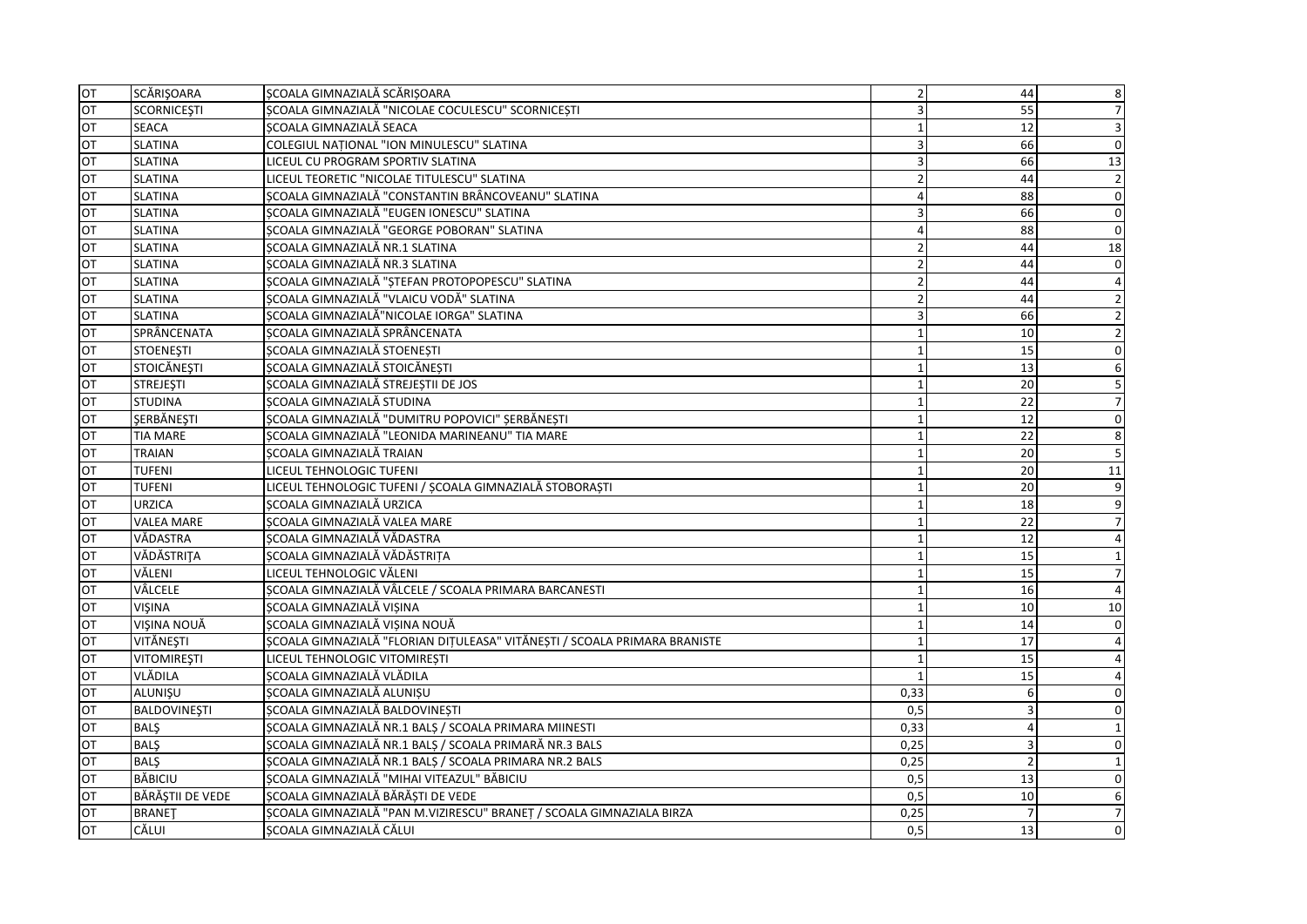| | | | | | |
|---|---|---|---|---|---|
| OT | SCĂRIŞOARA | ŞCOALA GIMNAZIALĂ SCĂRIŞOARA | 2 | 44 | 8 |
| OT | SCORNICEŞTI | ŞCOALA GIMNAZIALĂ "NICOLAE COCULESCU" SCORNICEŞTI | 3 | 55 | 7 |
| OT | SEACA | ŞCOALA GIMNAZIALĂ SEACA | 1 | 12 | 3 |
| OT | SLATINA | COLEGIUL NAŢIONAL "ION MINULESCU" SLATINA | 3 | 66 | 0 |
| OT | SLATINA | LICEUL CU PROGRAM SPORTIV SLATINA | 3 | 66 | 13 |
| OT | SLATINA | LICEUL TEORETIC "NICOLAE TITULESCU" SLATINA | 2 | 44 | 2 |
| OT | SLATINA | ŞCOALA GIMNAZIALĂ "CONSTANTIN BRÂNCOVEANU" SLATINA | 4 | 88 | 0 |
| OT | SLATINA | ŞCOALA GIMNAZIALĂ "EUGEN IONESCU" SLATINA | 3 | 66 | 0 |
| OT | SLATINA | ŞCOALA GIMNAZIALĂ "GEORGE POBORAN" SLATINA | 4 | 88 | 0 |
| OT | SLATINA | ŞCOALA GIMNAZIALĂ NR.1 SLATINA | 2 | 44 | 18 |
| OT | SLATINA | ŞCOALA GIMNAZIALĂ NR.3 SLATINA | 2 | 44 | 0 |
| OT | SLATINA | ŞCOALA GIMNAZIALĂ "ŞTEFAN PROTOPOPESCU" SLATINA | 2 | 44 | 4 |
| OT | SLATINA | ŞCOALA GIMNAZIALĂ "VLAICU VODĂ" SLATINA | 2 | 44 | 2 |
| OT | SLATINA | ŞCOALA GIMNAZIALĂ"NICOLAE IORGA" SLATINA | 3 | 66 | 2 |
| OT | SPRÂNCENATA | ŞCOALA GIMNAZIALĂ SPRÂNCENATA | 1 | 10 | 2 |
| OT | STOENEŞTI | ŞCOALA GIMNAZIALĂ STOENEŞTI | 1 | 15 | 0 |
| OT | STOICĂNEŞTI | ŞCOALA GIMNAZIALĂ STOICĂNEŞTI | 1 | 13 | 6 |
| OT | STREJEŞTI | ŞCOALA GIMNAZIALĂ STREJEŞTII DE JOS | 1 | 20 | 5 |
| OT | STUDINA | ŞCOALA GIMNAZIALĂ STUDINA | 1 | 22 | 7 |
| OT | ŞERBĂNEŞTI | ŞCOALA GIMNAZIALĂ "DUMITRU POPOVICI" ŞERBĂNEŞTI | 1 | 12 | 0 |
| OT | TIA MARE | ŞCOALA GIMNAZIALĂ "LEONIDA MARINEANU" TIA MARE | 1 | 22 | 8 |
| OT | TRAIAN | ŞCOALA GIMNAZIALĂ TRAIAN | 1 | 20 | 5 |
| OT | TUFENI | LICEUL TEHNOLOGIC TUFENI | 1 | 20 | 11 |
| OT | TUFENI | LICEUL TEHNOLOGIC TUFENI / ŞCOALA GIMNAZIALĂ STOBORAŞTI | 1 | 20 | 9 |
| OT | URZICA | ŞCOALA GIMNAZIALĂ URZICA | 1 | 18 | 9 |
| OT | VALEA MARE | ŞCOALA GIMNAZIALĂ VALEA MARE | 1 | 22 | 7 |
| OT | VĂDASTRA | ŞCOALA GIMNAZIALĂ VĂDASTRA | 1 | 12 | 4 |
| OT | VĂDĂSTRIŢA | ŞCOALA GIMNAZIALĂ VĂDĂSTRIŢA | 1 | 15 | 1 |
| OT | VĂLENI | LICEUL TEHNOLOGIC VĂLENI | 1 | 15 | 7 |
| OT | VÂLCELE | ŞCOALA GIMNAZIALĂ VÂLCELE / SCOALA PRIMARA BARCANESTI | 1 | 16 | 4 |
| OT | VIŞINA | ŞCOALA GIMNAZIALĂ VIŞINA | 1 | 10 | 10 |
| OT | VIŞINA NOUĂ | ŞCOALA GIMNAZIALĂ VIŞINA NOUĂ | 1 | 14 | 0 |
| OT | VITĂNEŞTI | ŞCOALA GIMNAZIALĂ "FLORIAN DIŢULEASA" VITĂNEŞTI / SCOALA PRIMARA BRANISTE | 1 | 17 | 4 |
| OT | VITOMIREŞTI | LICEUL TEHNOLOGIC VITOMIREŞTI | 1 | 15 | 4 |
| OT | VLĂDILA | ŞCOALA GIMNAZIALĂ VLĂDILA | 1 | 15 | 4 |
| OT | ALUNIŞU | ŞCOALA GIMNAZIALĂ ALUNIŞU | 0,33 | 6 | 0 |
| OT | BALDOVINEŞTI | ŞCOALA GIMNAZIALĂ BALDOVINEŞTI | 0,5 | 3 | 0 |
| OT | BALŞ | ŞCOALA GIMNAZIALĂ NR.1 BALŞ / SCOALA PRIMARA MIINESTI | 0,33 | 4 | 1 |
| OT | BALŞ | ŞCOALA GIMNAZIALĂ NR.1 BALŞ / SCOALA PRIMARĂ NR.3 BALS | 0,25 | 3 | 0 |
| OT | BALŞ | ŞCOALA GIMNAZIALĂ NR.1 BALŞ / SCOALA PRIMARA NR.2 BALS | 0,25 | 2 | 1 |
| OT | BĂBICIU | ŞCOALA GIMNAZIALĂ "MIHAI VITEAZUL" BĂBICIU | 0,5 | 13 | 0 |
| OT | BĂRĂŞTII DE VEDE | ŞCOALA GIMNAZIALĂ BĂRĂŞTI DE VEDE | 0,5 | 10 | 6 |
| OT | BRANEŢ | ŞCOALA GIMNAZIALĂ "PAN M.VIZIRESCU" BRANEŢ / SCOALA GIMNAZIALA BIRZA | 0,25 | 7 | 7 |
| OT | CĂLUI | ŞCOALA GIMNAZIALĂ CĂLUI | 0,5 | 13 | 0 |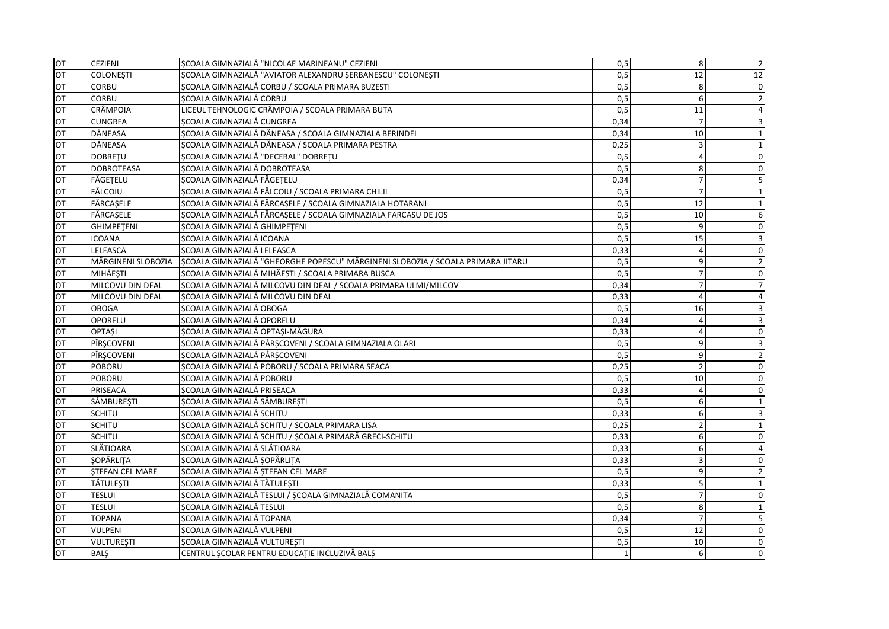| | | | | | |
|---|---|---|---|---|---|
| OT | CEZIENI | ŞCOALA GIMNAZIALĂ "NICOLAE MARINEANU" CEZIENI | 0,5 | 8 | 2 |
| OT | COLONEŞTI | ŞCOALA GIMNAZIALĂ "AVIATOR ALEXANDRU ŞERBANESCU" COLONEŞTI | 0,5 | 12 | 12 |
| OT | CORBU | ŞCOALA GIMNAZIALĂ CORBU / SCOALA PRIMARA BUZESTI | 0,5 | 8 | 0 |
| OT | CORBU | ŞCOALA GIMNAZIALĂ CORBU | 0,5 | 6 | 2 |
| OT | CRÂMPOIA | LICEUL TEHNOLOGIC CRÂMPOIA / SCOALA PRIMARA BUTA | 0,5 | 11 | 4 |
| OT | CUNGREA | ŞCOALA GIMNAZIALĂ CUNGREA | 0,34 | 7 | 3 |
| OT | DĂNEASA | ŞCOALA GIMNAZIALĂ DĂNEASA / SCOALA GIMNAZIALA BERINDEI | 0,34 | 10 | 1 |
| OT | DĂNEASA | ŞCOALA GIMNAZIALĂ DĂNEASA / SCOALA PRIMARA PESTRA | 0,25 | 3 | 1 |
| OT | DOBREŢU | ŞCOALA GIMNAZIALĂ "DECEBAL" DOBREŢU | 0,5 | 4 | 0 |
| OT | DOBROTEASA | ŞCOALA GIMNAZIALĂ DOBROTEASA | 0,5 | 8 | 0 |
| OT | FĂGEŢELU | ŞCOALA GIMNAZIALĂ FĂGEŢELU | 0,34 | 7 | 5 |
| OT | FĂLCOIU | ŞCOALA GIMNAZIALĂ FĂLCOIU / SCOALA PRIMARA CHILII | 0,5 | 7 | 1 |
| OT | FĂRCAŞELE | ŞCOALA GIMNAZIALĂ FĂRCAŞELE / SCOALA GIMNAZIALA HOTARANI | 0,5 | 12 | 1 |
| OT | FĂRCAŞELE | ŞCOALA GIMNAZIALĂ FĂRCAŞELE / SCOALA GIMNAZIALA FARCASU DE JOS | 0,5 | 10 | 6 |
| OT | GHIMPEŢENI | ŞCOALA GIMNAZIALĂ GHIMPEŢENI | 0,5 | 9 | 0 |
| OT | ICOANA | ŞCOALA GIMNAZIALĂ ICOANA | 0,5 | 15 | 3 |
| OT | LELEASCA | ŞCOALA GIMNAZIALĂ LELEASCA | 0,33 | 4 | 0 |
| OT | MĂRGINENI SLOBOZIA | ŞCOALA GIMNAZIALĂ "GHEORGHE POPESCU" MĂRGINENI SLOBOZIA / SCOALA PRIMARA JITARU | 0,5 | 9 | 2 |
| OT | MIHĂEŞTI | ŞCOALA GIMNAZIALĂ MIHĂEŞTI / SCOALA PRIMARA BUSCA | 0,5 | 7 | 0 |
| OT | MILCOVU DIN DEAL | ŞCOALA GIMNAZIALĂ MILCOVU DIN DEAL / SCOALA PRIMARA ULMI/MILCOV | 0,34 | 7 | 7 |
| OT | MILCOVU DIN DEAL | ŞCOALA GIMNAZIALĂ MILCOVU DIN DEAL | 0,33 | 4 | 4 |
| OT | OBOGA | ŞCOALA GIMNAZIALĂ OBOGA | 0,5 | 16 | 3 |
| OT | OPORELU | ŞCOALA GIMNAZIALĂ OPORELU | 0,34 | 4 | 3 |
| OT | OPTAŞI | ŞCOALA GIMNAZIALĂ OPTAŞI-MĂGURA | 0,33 | 4 | 0 |
| OT | PÎRŞCOVENI | ŞCOALA GIMNAZIALĂ PÂRŞCOVENI / SCOALA GIMNAZIALA OLARI | 0,5 | 9 | 3 |
| OT | PÎRŞCOVENI | ŞCOALA GIMNAZIALĂ PÂRŞCOVENI | 0,5 | 9 | 2 |
| OT | POBORU | ŞCOALA GIMNAZIALĂ POBORU / SCOALA PRIMARA SEACA | 0,25 | 2 | 0 |
| OT | POBORU | ŞCOALA GIMNAZIALĂ POBORU | 0,5 | 10 | 0 |
| OT | PRISEACA | ŞCOALA GIMNAZIALĂ PRISEACA | 0,33 | 4 | 0 |
| OT | SÂMBUREŞTI | ŞCOALA GIMNAZIALĂ SÂMBUREŞTI | 0,5 | 6 | 1 |
| OT | SCHITU | ŞCOALA GIMNAZIALĂ SCHITU | 0,33 | 6 | 3 |
| OT | SCHITU | ŞCOALA GIMNAZIALĂ SCHITU / SCOALA PRIMARA LISA | 0,25 | 2 | 1 |
| OT | SCHITU | ŞCOALA GIMNAZIALĂ SCHITU / ŞCOALA PRIMARĂ GRECI-SCHITU | 0,33 | 6 | 0 |
| OT | SLĂTIOARA | ŞCOALA GIMNAZIALĂ SLĂTIOARA | 0,33 | 6 | 4 |
| OT | ŞOPÂRLIŢA | ŞCOALA GIMNAZIALĂ ŞOPÂRLIŢA | 0,33 | 3 | 0 |
| OT | ŞTEFAN CEL MARE | ŞCOALA GIMNAZIALĂ ŞTEFAN CEL MARE | 0,5 | 9 | 2 |
| OT | TĂTULEŞTI | ŞCOALA GIMNAZIALĂ TĂTULEŞTI | 0,33 | 5 | 1 |
| OT | TESLUI | ŞCOALA GIMNAZIALĂ TESLUI / ŞCOALA GIMNAZIALĂ COMANITA | 0,5 | 7 | 0 |
| OT | TESLUI | ŞCOALA GIMNAZIALĂ TESLUI | 0,5 | 8 | 1 |
| OT | TOPANA | ŞCOALA GIMNAZIALĂ TOPANA | 0,34 | 7 | 5 |
| OT | VULPENI | ŞCOALA GIMNAZIALĂ VULPENI | 0,5 | 12 | 0 |
| OT | VULTUREŞTI | ŞCOALA GIMNAZIALĂ VULTUREŞTI | 0,5 | 10 | 0 |
| OT | BALŞ | CENTRUL ŞCOLAR PENTRU EDUCAŢIE INCLUZIVĂ BALŞ | 1 | 6 | 0 |